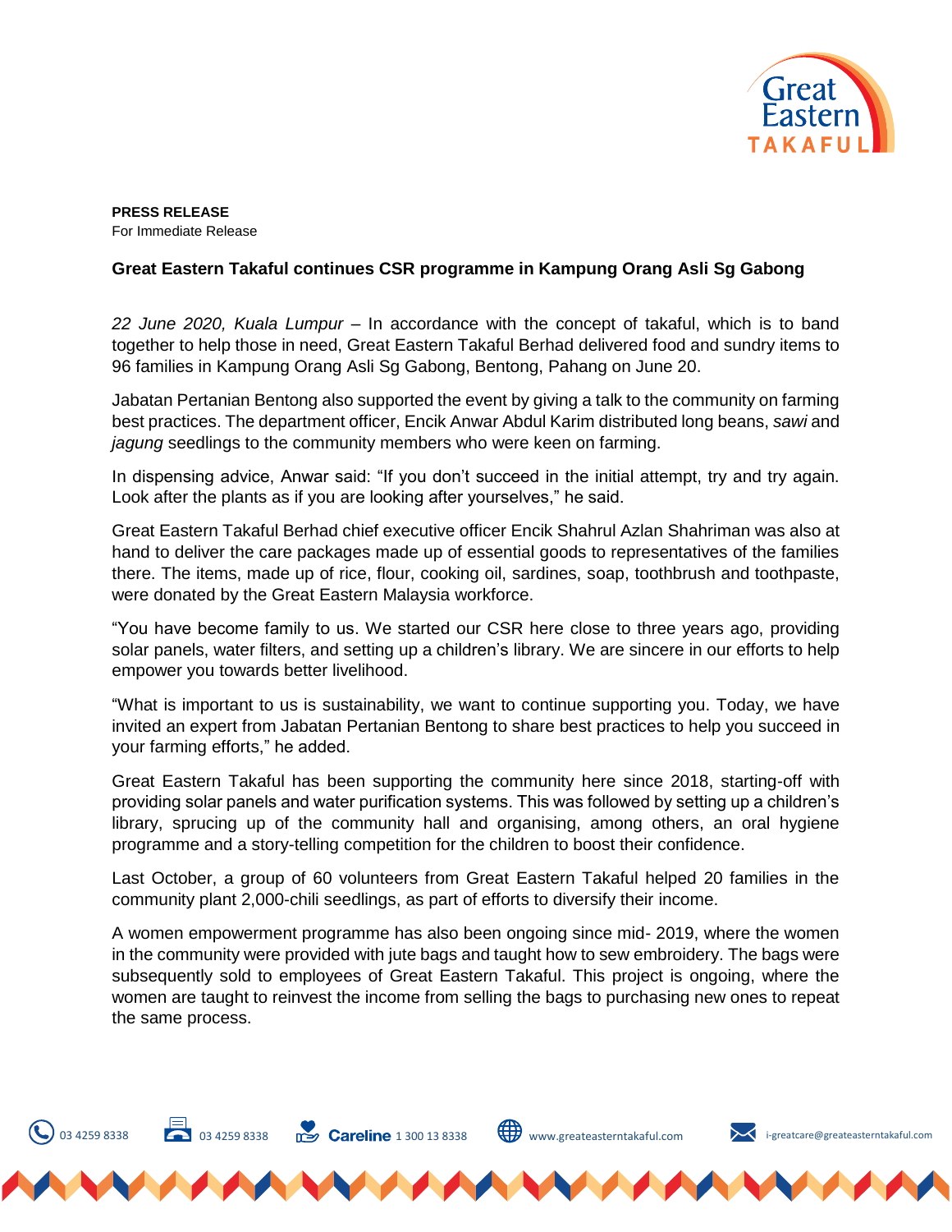**PRESS RELEASE**
For Immediate Release

**Great Eastern Takaful continues CSR programme in Kampung Orang Asli Sg Gabong**

*22 June 2020, Kuala Lumpur* – In accordance with the concept of takaful, which is to band together to help those in need, Great Eastern Takaful Berhad delivered food and sundry items to 96 families in Kampung Orang Asli Sg Gabong, Bentong, Pahang on June 20.

Jabatan Pertanian Bentong also supported the event by giving a talk to the community on farming best practices. The department officer, Encik Anwar Abdul Karim distributed long beans, *sawi* and *jagung* seedlings to the community members who were keen on farming.

In dispensing advice, Anwar said: "If you don't succeed in the initial attempt, try and try again. Look after the plants as if you are looking after yourselves," he said.

Great Eastern Takaful Berhad chief executive officer Encik Shahrul Azlan Shahriman was also at hand to deliver the care packages made up of essential goods to representatives of the families there. The items, made up of rice, flour, cooking oil, sardines, soap, toothbrush and toothpaste, were donated by the Great Eastern Malaysia workforce.

"You have become family to us. We started our CSR here close to three years ago, providing solar panels, water filters, and setting up a children's library. We are sincere in our efforts to help empower you towards better livelihood.

"What is important to us is sustainability, we want to continue supporting you. Today, we have invited an expert from Jabatan Pertanian Bentong to share best practices to help you succeed in your farming efforts," he added.

Great Eastern Takaful has been supporting the community here since 2018, starting-off with providing solar panels and water purification systems. This was followed by setting up a children's library, sprucing up of the community hall and organising, among others, an oral hygiene programme and a story-telling competition for the children to boost their confidence.

Last October, a group of 60 volunteers from Great Eastern Takaful helped 20 families in the community plant 2,000-chili seedlings, as part of efforts to diversify their income.

A women empowerment programme has also been ongoing since mid- 2019, where the women in the community were provided with jute bags and taught how to sew embroidery. The bags were subsequently sold to employees of Great Eastern Takaful. This project is ongoing, where the women are taught to reinvest the income from selling the bags to purchasing new ones to repeat the same process.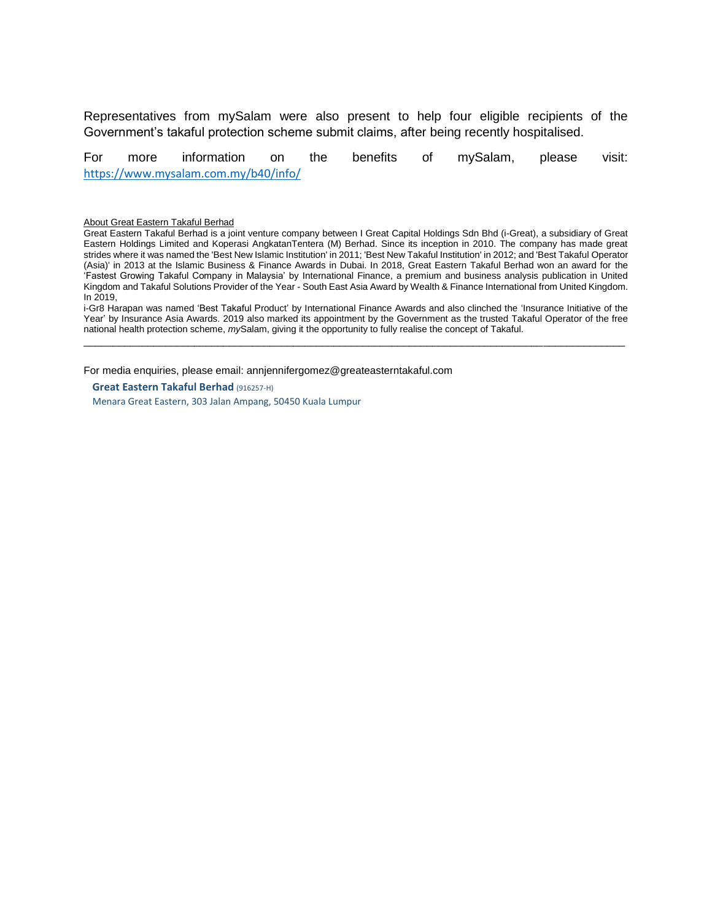Representatives from mySalam were also present to help four eligible recipients of the Government's takaful protection scheme submit claims, after being recently hospitalised.

For more information on the benefits of mySalam, please visit: https://www.mysalam.com.my/b40/info/

About Great Eastern Takaful Berhad

Great Eastern Takaful Berhad is a joint venture company between I Great Capital Holdings Sdn Bhd (i-Great), a subsidiary of Great Eastern Holdings Limited and Koperasi AngkatanTentera (M) Berhad. Since its inception in 2010. The company has made great strides where it was named the 'Best New Islamic Institution' in 2011; 'Best New Takaful Institution' in 2012; and 'Best Takaful Operator (Asia)' in 2013 at the Islamic Business & Finance Awards in Dubai. In 2018, Great Eastern Takaful Berhad won an award for the 'Fastest Growing Takaful Company in Malaysia' by International Finance, a premium and business analysis publication in United Kingdom and Takaful Solutions Provider of the Year - South East Asia Award by Wealth & Finance International from United Kingdom. In 2019,

i-Gr8 Harapan was named 'Best Takaful Product' by International Finance Awards and also clinched the 'Insurance Initiative of the Year' by Insurance Asia Awards. 2019 also marked its appointment by the Government as the trusted Takaful Operator of the free national health protection scheme, *my*Salam, giving it the opportunity to fully realise the concept of Takaful.

---

For media enquiries, please email: annjennifergomez@greateasterntakaful.com

**Great Eastern Takaful Berhad** (916257-H)

Menara Great Eastern, 303 Jalan Ampang, 50450 Kuala Lumpur